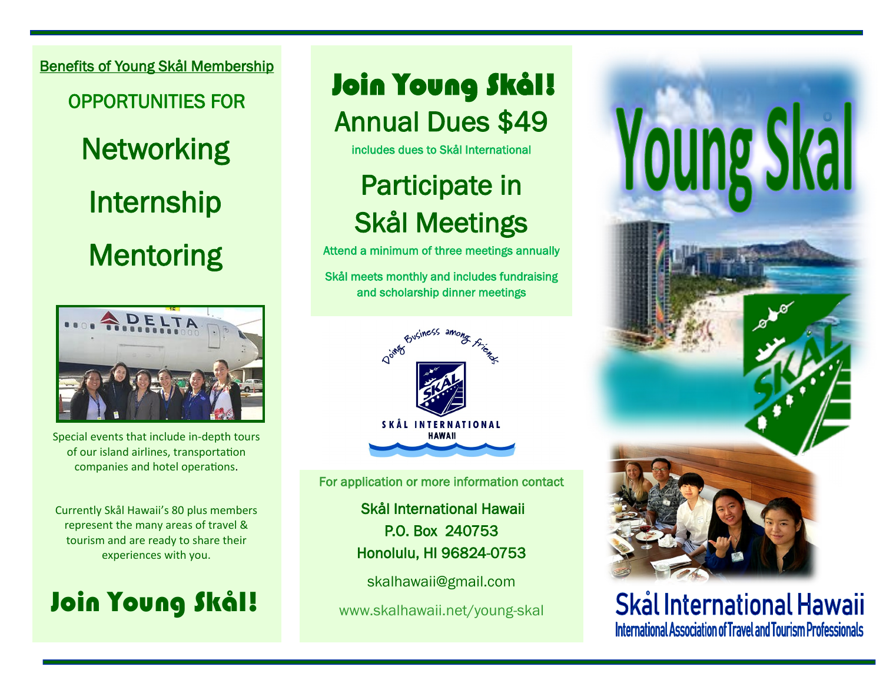## Benefits of Young Skål Membership

OPPORTUNITIES FOR

### Networking

### Internship

### Mentoring

Special events that include in-depth tours of our island airlines, transportation companies and hotel operations.

Currently Skål Hawaii's 80 plus members represent the many areas of travel & tourism and are ready to share their experiences with you.

## Join Young Skål!

# Join Young Skål!

## Annual Dues $49

includes dues to Skål International

## Participate in Skål Meetings

Attend a minimum of three meetings annually

Skål meets monthly and includes fundraising and scholarship dinner meetings

Doing Business among friends

SKÅL INTERNATIONAL HAWAII

For application or more information contact

Skål International Hawaii
P.O. Box 240753
Honolulu, HI 96824-0753

skalhawaii@gmail.com

www.skalhawaii.net/young-skal

# Young Skål

## Skål International Hawaii

International Association of Travel and Tourism Professionals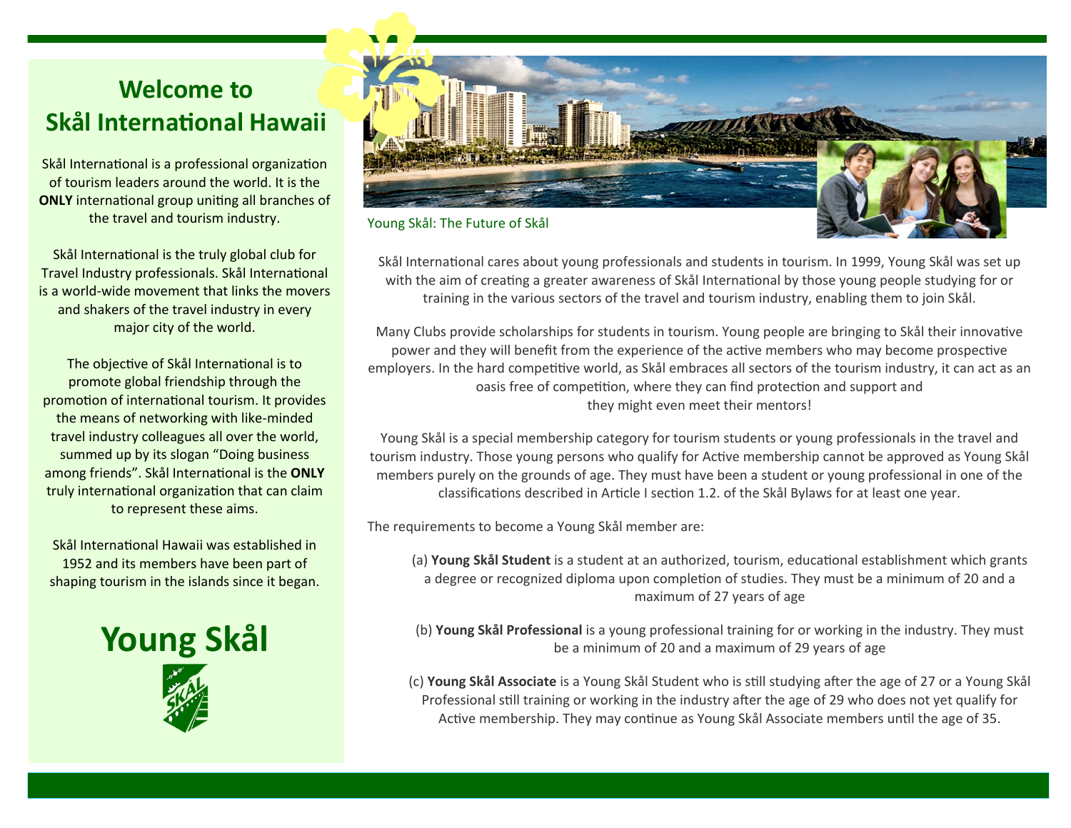# Welcome to Skål International Hawaii

Skål International is a professional organization of tourism leaders around the world. It is the **ONLY** international group uniting all branches of the travel and tourism industry.

Skål International is the truly global club for Travel Industry professionals. Skål International is a world-wide movement that links the movers and shakers of the travel industry in every major city of the world.

The objective of Skål International is to promote global friendship through the promotion of international tourism. It provides the means of networking with like-minded travel industry colleagues all over the world, summed up by its slogan "Doing business among friends". Skål International is the **ONLY** truly international organization that can claim to represent these aims.

Skål International Hawaii was established in 1952 and its members have been part of shaping tourism in the islands since it began.

## Young Skål

Young Skål: The Future of Skål

Skål International cares about young professionals and students in tourism. In 1999, Young Skål was set up with the aim of creating a greater awareness of Skål International by those young people studying for or training in the various sectors of the travel and tourism industry, enabling them to join Skål.

Many Clubs provide scholarships for students in tourism. Young people are bringing to Skål their innovative power and they will benefit from the experience of the active members who may become prospective employers. In the hard competitive world, as Skål embraces all sectors of the tourism industry, it can act as an oasis free of competition, where they can find protection and support and they might even meet their mentors!

Young Skål is a special membership category for tourism students or young professionals in the travel and tourism industry. Those young persons who qualify for Active membership cannot be approved as Young Skål members purely on the grounds of age. They must have been a student or young professional in one of the classifications described in Article I section 1.2. of the Skål Bylaws for at least one year.

The requirements to become a Young Skål member are:

(a) **Young Skål Student** is a student at an authorized, tourism, educational establishment which grants a degree or recognized diploma upon completion of studies. They must be a minimum of 20 and a maximum of 27 years of age

(b) **Young Skål Professional** is a young professional training for or working in the industry. They must be a minimum of 20 and a maximum of 29 years of age

(c) **Young Skål Associate** is a Young Skål Student who is still studying after the age of 27 or a Young Skål Professional still training or working in the industry after the age of 29 who does not yet qualify for Active membership. They may continue as Young Skål Associate members until the age of 35.